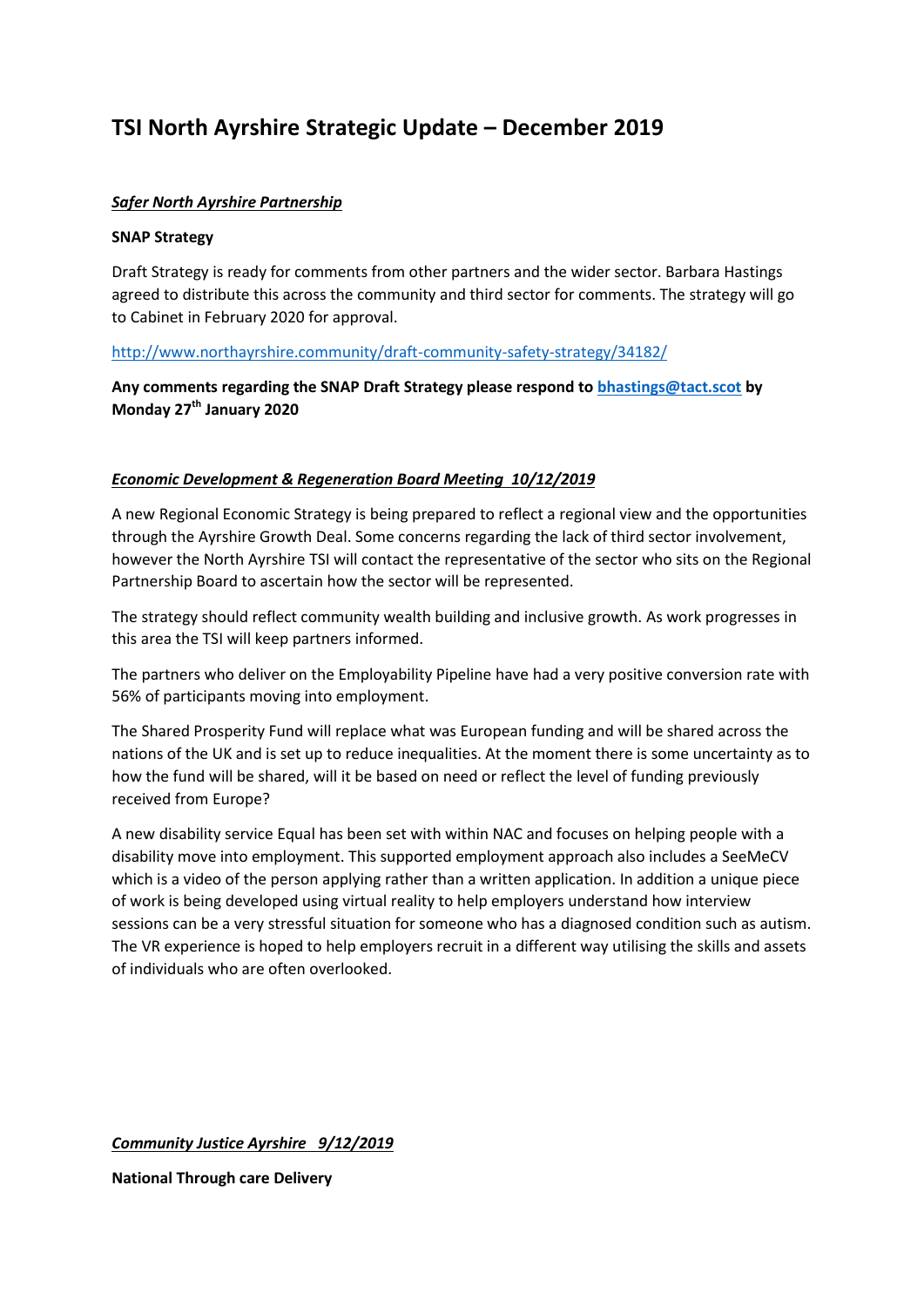# TSI North Ayrshire Strategic Update – December 2019

***Safer North Ayrshire Partnership***

**SNAP Strategy**

Draft Strategy is ready for comments from other partners and the wider sector. Barbara Hastings agreed to distribute this across the community and third sector for comments. The strategy will go to Cabinet in February 2020 for approval.

http://www.northayrshire.community/draft-community-safety-strategy/34182/

**Any comments regarding the SNAP Draft Strategy please respond to bhastings@tact.scot by Monday 27th January 2020**

***Economic Development & Regeneration Board Meeting 10/12/2019***

A new Regional Economic Strategy is being prepared to reflect a regional view and the opportunities through the Ayrshire Growth Deal. Some concerns regarding the lack of third sector involvement, however the North Ayrshire TSI will contact the representative of the sector who sits on the Regional Partnership Board to ascertain how the sector will be represented.

The strategy should reflect community wealth building and inclusive growth. As work progresses in this area the TSI will keep partners informed.

The partners who deliver on the Employability Pipeline have had a very positive conversion rate with 56% of participants moving into employment.

The Shared Prosperity Fund will replace what was European funding and will be shared across the nations of the UK and is set up to reduce inequalities. At the moment there is some uncertainty as to how the fund will be shared, will it be based on need or reflect the level of funding previously received from Europe?

A new disability service Equal has been set with within NAC and focuses on helping people with a disability move into employment. This supported employment approach also includes a SeeMeCV which is a video of the person applying rather than a written application. In addition a unique piece of work is being developed using virtual reality to help employers understand how interview sessions can be a very stressful situation for someone who has a diagnosed condition such as autism. The VR experience is hoped to help employers recruit in a different way utilising the skills and assets of individuals who are often overlooked.

***Community Justice Ayrshire 9/12/2019***

**National Through care Delivery**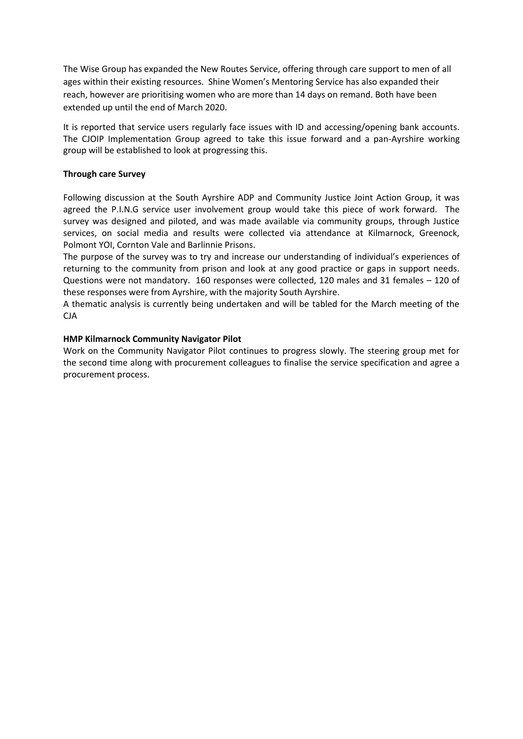The Wise Group has expanded the New Routes Service, offering through care support to men of all ages within their existing resources. Shine Women's Mentoring Service has also expanded their reach, however are prioritising women who are more than 14 days on remand. Both have been extended up until the end of March 2020.

It is reported that service users regularly face issues with ID and accessing/opening bank accounts. The CJOIP Implementation Group agreed to take this issue forward and a pan-Ayrshire working group will be established to look at progressing this.

**Through care Survey**

Following discussion at the South Ayrshire ADP and Community Justice Joint Action Group, it was agreed the P.I.N.G service user involvement group would take this piece of work forward. The survey was designed and piloted, and was made available via community groups, through Justice services, on social media and results were collected via attendance at Kilmarnock, Greenock, Polmont YOI, Cornton Vale and Barlinnie Prisons.

The purpose of the survey was to try and increase our understanding of individual's experiences of returning to the community from prison and look at any good practice or gaps in support needs. Questions were not mandatory. 160 responses were collected, 120 males and 31 females – 120 of these responses were from Ayrshire, with the majority South Ayrshire.

A thematic analysis is currently being undertaken and will be tabled for the March meeting of the CJA

**HMP Kilmarnock Community Navigator Pilot**

Work on the Community Navigator Pilot continues to progress slowly. The steering group met for the second time along with procurement colleagues to finalise the service specification and agree a procurement process.